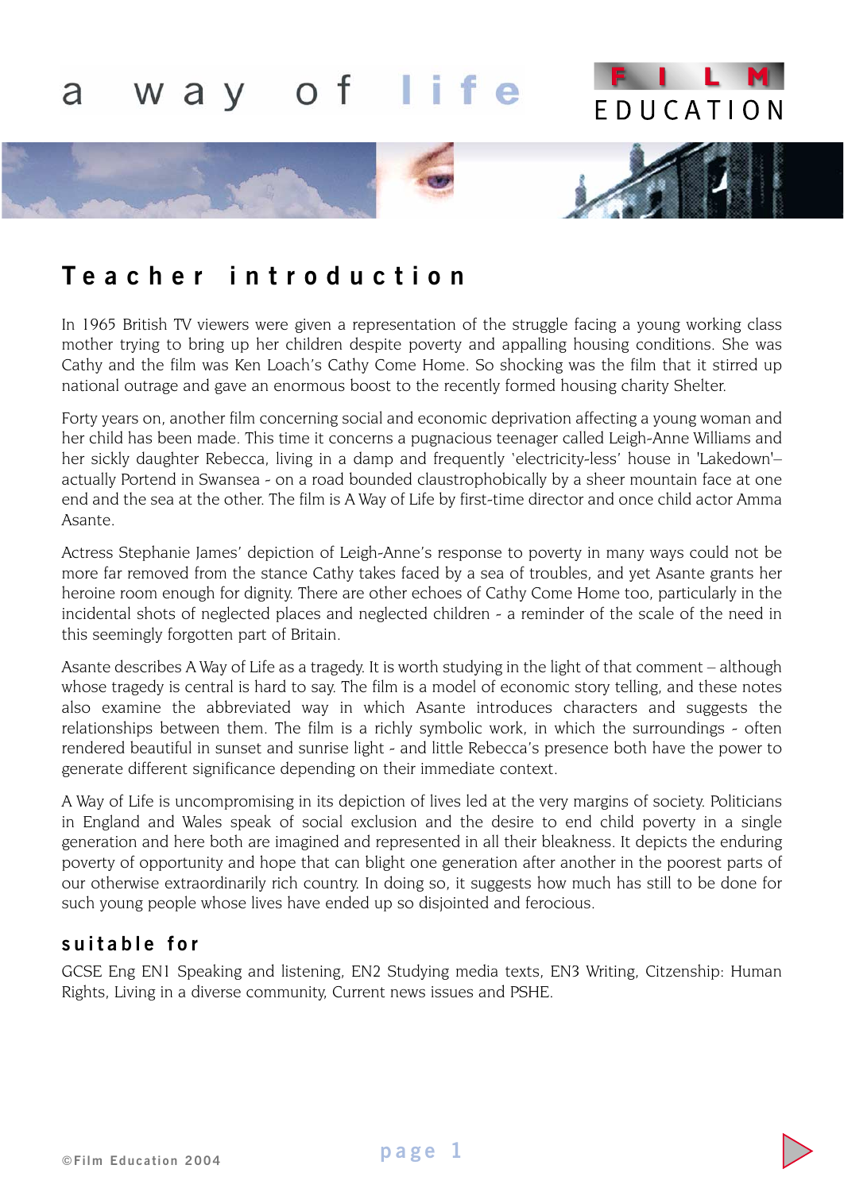# Teacher introduction

In 1965 British TV viewers were given a representation of the struggle facing a young working class mother trying to bring up her children despite poverty and appalling housing conditions. She was Cathy and the film was Ken Loach's Cathy Come Home. So shocking was the film that it stirred up national outrage and gave an enormous boost to the recently formed housing charity Shelter.

Forty years on, another film concerning social and economic deprivation affecting a young woman and her child has been made. This time it concerns a pugnacious teenager called Leigh-Anne Williams and her sickly daughter Rebecca, living in a damp and frequently 'electricity-less' house in 'Lakedown'– actually Portend in Swansea - on a road bounded claustrophobically by a sheer mountain face at one end and the sea at the other. The film is A Way of Life by first-time director and once child actor Amma Asante.

Actress Stephanie James' depiction of Leigh-Anne's response to poverty in many ways could not be more far removed from the stance Cathy takes faced by a sea of troubles, and yet Asante grants her heroine room enough for dignity. There are other echoes of Cathy Come Home too, particularly in the incidental shots of neglected places and neglected children - a reminder of the scale of the need in this seemingly forgotten part of Britain.

Asante describes A Way of Life as a tragedy. It is worth studying in the light of that comment – although whose tragedy is central is hard to say. The film is a model of economic story telling, and these notes also examine the abbreviated way in which Asante introduces characters and suggests the relationships between them. The film is a richly symbolic work, in which the surroundings - often rendered beautiful in sunset and sunrise light - and little Rebecca's presence both have the power to generate different significance depending on their immediate context.

A Way of Life is uncompromising in its depiction of lives led at the very margins of society. Politicians in England and Wales speak of social exclusion and the desire to end child poverty in a single generation and here both are imagined and represented in all their bleakness. It depicts the enduring poverty of opportunity and hope that can blight one generation after another in the poorest parts of our otherwise extraordinarily rich country. In doing so, it suggests how much has still to be done for such young people whose lives have ended up so disjointed and ferocious.

## suitable for

GCSE Eng EN1 Speaking and listening, EN2 Studying media texts, EN3 Writing, Citzenship: Human Rights, Living in a diverse community, Current news issues and PSHE.

©Film Education 2004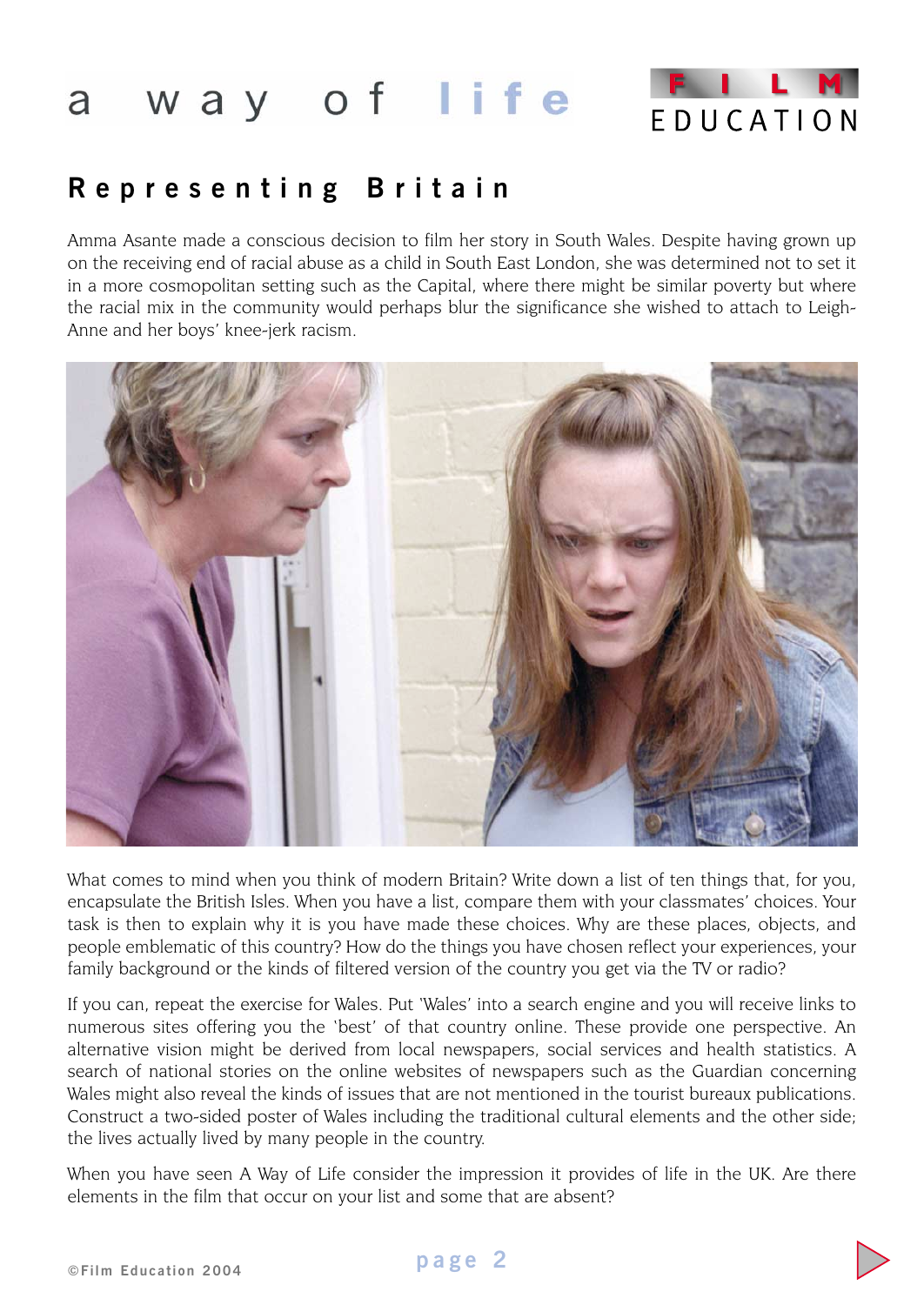## Representing Britain

Amma Asante made a conscious decision to film her story in South Wales. Despite having grown up on the receiving end of racial abuse as a child in South East London, she was determined not to set it in a more cosmopolitan setting such as the Capital, where there might be similar poverty but where the racial mix in the community would perhaps blur the significance she wished to attach to Leigh-Anne and her boys' knee-jerk racism.

What comes to mind when you think of modern Britain? Write down a list of ten things that, for you, encapsulate the British Isles. When you have a list, compare them with your classmates' choices. Your task is then to explain why it is you have made these choices. Why are these places, objects, and people emblematic of this country? How do the things you have chosen reflect your experiences, your family background or the kinds of filtered version of the country you get via the TV or radio?

If you can, repeat the exercise for Wales. Put 'Wales' into a search engine and you will receive links to numerous sites offering you the 'best' of that country online. These provide one perspective. An alternative vision might be derived from local newspapers, social services and health statistics. A search of national stories on the online websites of newspapers such as the Guardian concerning Wales might also reveal the kinds of issues that are not mentioned in the tourist bureaux publications. Construct a two-sided poster of Wales including the traditional cultural elements and the other side; the lives actually lived by many people in the country.

When you have seen A Way of Life consider the impression it provides of life in the UK. Are there elements in the film that occur on your list and some that are absent?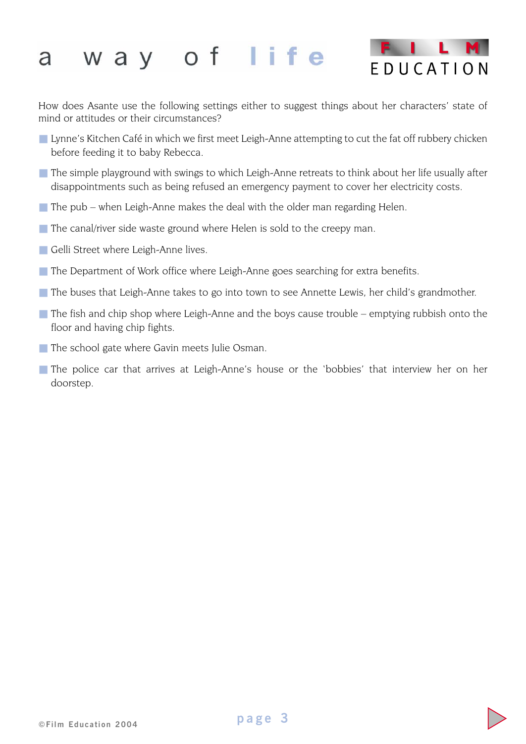How does Asante use the following settings either to suggest things about her characters' state of mind or attitudes or their circumstances?

- Lynne's Kitchen Café in which we first meet Leigh-Anne attempting to cut the fat off rubbery chicken before feeding it to baby Rebecca.
- The simple playground with swings to which Leigh-Anne retreats to think about her life usually after disappointments such as being refused an emergency payment to cover her electricity costs.
- The pub – when Leigh-Anne makes the deal with the older man regarding Helen.
- The canal/river side waste ground where Helen is sold to the creepy man.
- Gelli Street where Leigh-Anne lives.
- The Department of Work office where Leigh-Anne goes searching for extra benefits.
- The buses that Leigh-Anne takes to go into town to see Annette Lewis, her child's grandmother.
- The fish and chip shop where Leigh-Anne and the boys cause trouble – emptying rubbish onto the floor and having chip fights.
- The school gate where Gavin meets Julie Osman.
- The police car that arrives at Leigh-Anne's house or the 'bobbies' that interview her on her doorstep.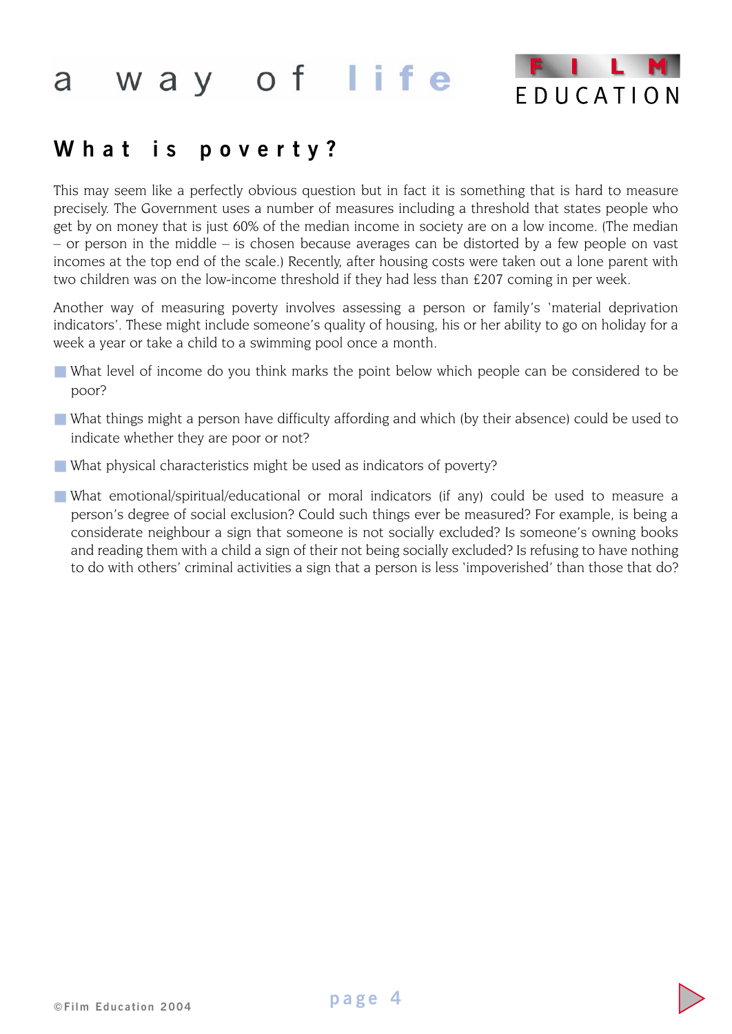## What is poverty?

This may seem like a perfectly obvious question but in fact it is something that is hard to measure precisely. The Government uses a number of measures including a threshold that states people who get by on money that is just 60% of the median income in society are on a low income. (The median – or person in the middle – is chosen because averages can be distorted by a few people on vast incomes at the top end of the scale.) Recently, after housing costs were taken out a lone parent with two children was on the low-income threshold if they had less than £207 coming in per week.

Another way of measuring poverty involves assessing a person or family's 'material deprivation indicators'. These might include someone's quality of housing, his or her ability to go on holiday for a week a year or take a child to a swimming pool once a month.

- What level of income do you think marks the point below which people can be considered to be poor?
- What things might a person have difficulty affording and which (by their absence) could be used to indicate whether they are poor or not?
- What physical characteristics might be used as indicators of poverty?
- What emotional/spiritual/educational or moral indicators (if any) could be used to measure a person's degree of social exclusion? Could such things ever be measured? For example, is being a considerate neighbour a sign that someone is not socially excluded? Is someone's owning books and reading them with a child a sign of their not being socially excluded? Is refusing to have nothing to do with others' criminal activities a sign that a person is less 'impoverished' than those that do?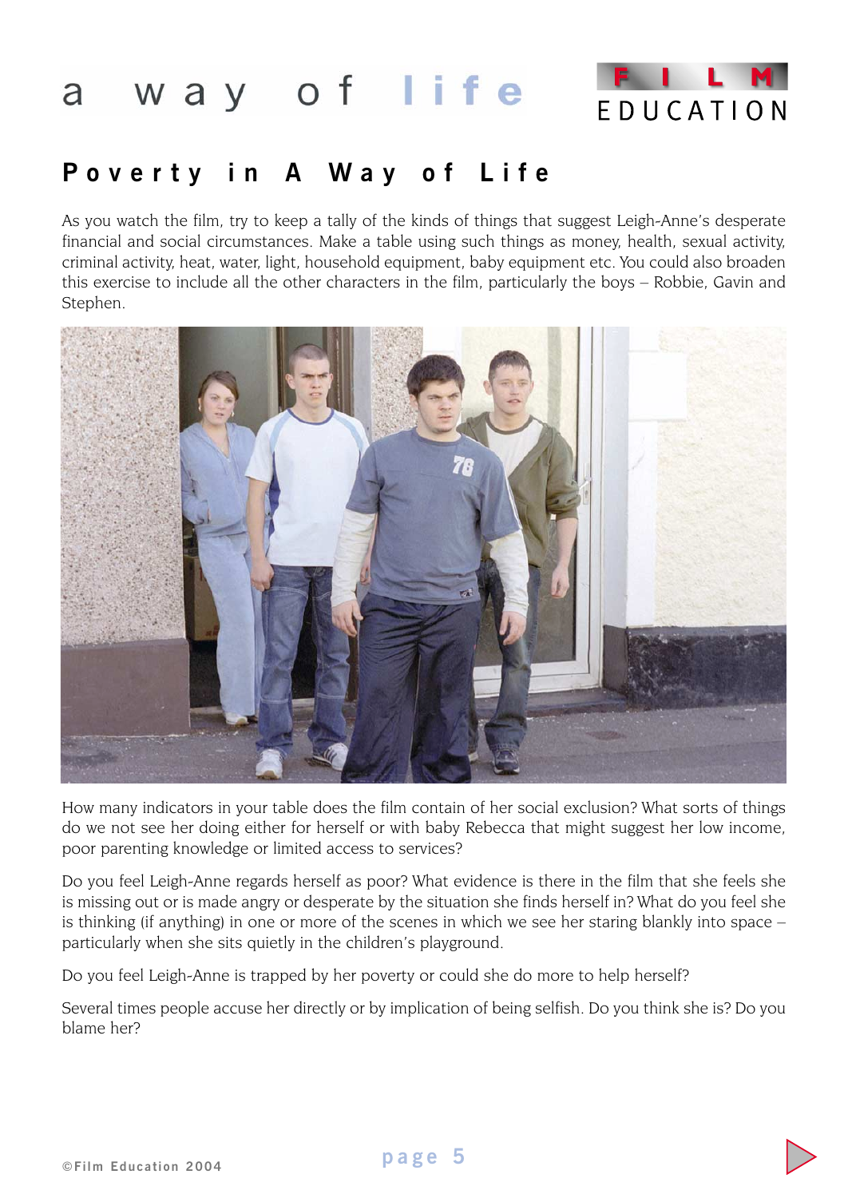## Poverty in A Way of Life

As you watch the film, try to keep a tally of the kinds of things that suggest Leigh-Anne's desperate financial and social circumstances. Make a table using such things as money, health, sexual activity, criminal activity, heat, water, light, household equipment, baby equipment etc. You could also broaden this exercise to include all the other characters in the film, particularly the boys – Robbie, Gavin and Stephen.

How many indicators in your table does the film contain of her social exclusion? What sorts of things do we not see her doing either for herself or with baby Rebecca that might suggest her low income, poor parenting knowledge or limited access to services?

Do you feel Leigh-Anne regards herself as poor? What evidence is there in the film that she feels she is missing out or is made angry or desperate by the situation she finds herself in? What do you feel she is thinking (if anything) in one or more of the scenes in which we see her staring blankly into space – particularly when she sits quietly in the children's playground.

Do you feel Leigh-Anne is trapped by her poverty or could she do more to help herself?

Several times people accuse her directly or by implication of being selfish. Do you think she is? Do you blame her?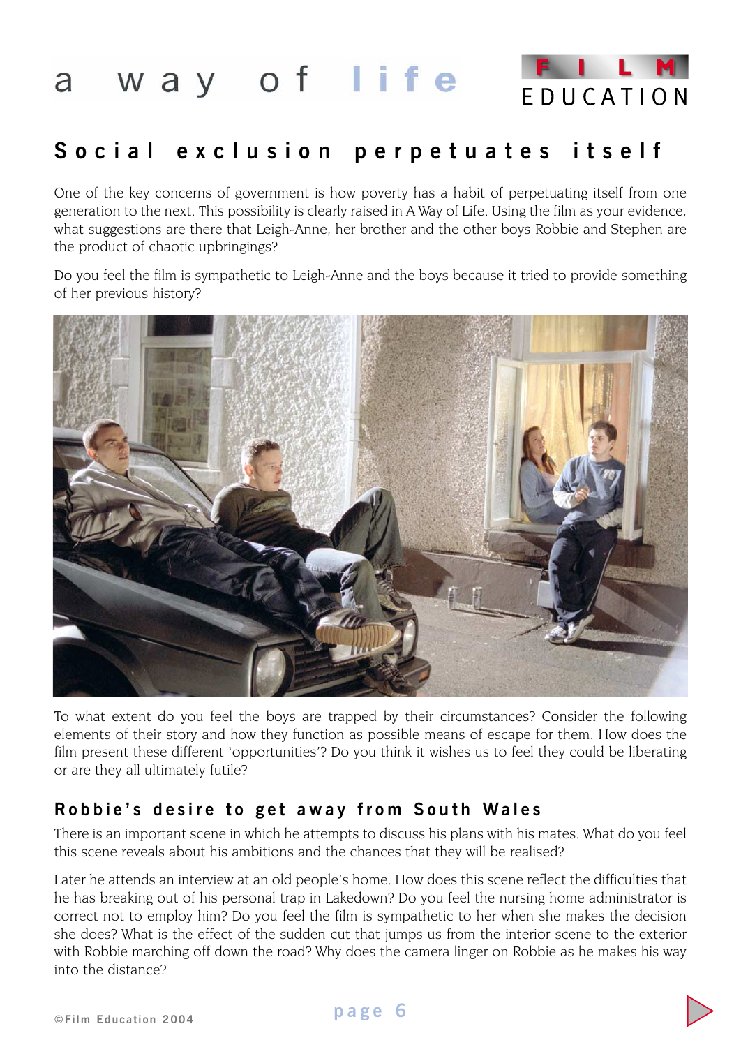# Social exclusion perpetuates itself

One of the key concerns of government is how poverty has a habit of perpetuating itself from one generation to the next. This possibility is clearly raised in A Way of Life. Using the film as your evidence, what suggestions are there that Leigh-Anne, her brother and the other boys Robbie and Stephen are the product of chaotic upbringings?

Do you feel the film is sympathetic to Leigh-Anne and the boys because it tried to provide something of her previous history?

To what extent do you feel the boys are trapped by their circumstances? Consider the following elements of their story and how they function as possible means of escape for them. How does the film present these different 'opportunities'? Do you think it wishes us to feel they could be liberating or are they all ultimately futile?

## Robbie's desire to get away from South Wales

There is an important scene in which he attempts to discuss his plans with his mates. What do you feel this scene reveals about his ambitions and the chances that they will be realised?

Later he attends an interview at an old people's home. How does this scene reflect the difficulties that he has breaking out of his personal trap in Lakedown? Do you feel the nursing home administrator is correct not to employ him? Do you feel the film is sympathetic to her when she makes the decision she does? What is the effect of the sudden cut that jumps us from the interior scene to the exterior with Robbie marching off down the road? Why does the camera linger on Robbie as he makes his way into the distance?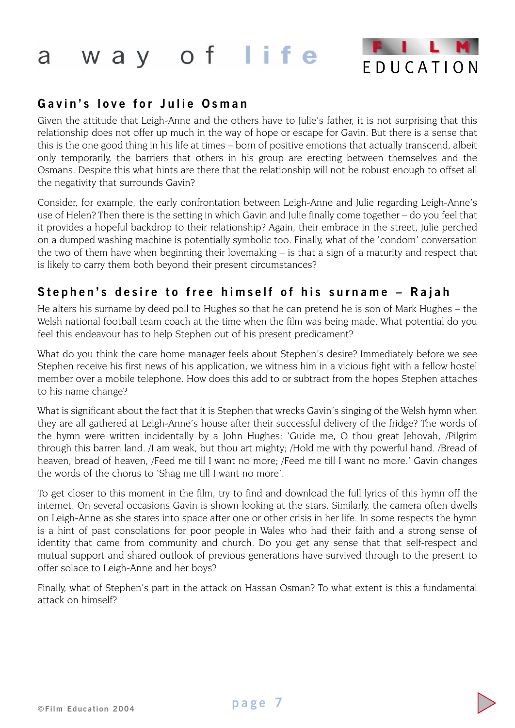## Gavin's love for Julie Osman

Given the attitude that Leigh-Anne and the others have to Julie's father, it is not surprising that this relationship does not offer up much in the way of hope or escape for Gavin. But there is a sense that this is the one good thing in his life at times – born of positive emotions that actually transcend, albeit only temporarily, the barriers that others in his group are erecting between themselves and the Osmans. Despite this what hints are there that the relationship will not be robust enough to offset all the negativity that surrounds Gavin?

Consider, for example, the early confrontation between Leigh-Anne and Julie regarding Leigh-Anne's use of Helen? Then there is the setting in which Gavin and Julie finally come together – do you feel that it provides a hopeful backdrop to their relationship? Again, their embrace in the street, Julie perched on a dumped washing machine is potentially symbolic too. Finally, what of the 'condom' conversation the two of them have when beginning their lovemaking – is that a sign of a maturity and respect that is likely to carry them both beyond their present circumstances?

## Stephen's desire to free himself of his surname – Rajah

He alters his surname by deed poll to Hughes so that he can pretend he is son of Mark Hughes – the Welsh national football team coach at the time when the film was being made. What potential do you feel this endeavour has to help Stephen out of his present predicament?

What do you think the care home manager feels about Stephen's desire? Immediately before we see Stephen receive his first news of his application, we witness him in a vicious fight with a fellow hostel member over a mobile telephone. How does this add to or subtract from the hopes Stephen attaches to his name change?

What is significant about the fact that it is Stephen that wrecks Gavin's singing of the Welsh hymn when they are all gathered at Leigh-Anne's house after their successful delivery of the fridge? The words of the hymn were written incidentally by a John Hughes: 'Guide me, O thou great Jehovah, /Pilgrim through this barren land. /I am weak, but thou art mighty; /Hold me with thy powerful hand. /Bread of heaven, bread of heaven, /Feed me till I want no more; /Feed me till I want no more.' Gavin changes the words of the chorus to 'Shag me till I want no more'.

To get closer to this moment in the film, try to find and download the full lyrics of this hymn off the internet. On several occasions Gavin is shown looking at the stars. Similarly, the camera often dwells on Leigh-Anne as she stares into space after one or other crisis in her life. In some respects the hymn is a hint of past consolations for poor people in Wales who had their faith and a strong sense of identity that came from community and church. Do you get any sense that that self-respect and mutual support and shared outlook of previous generations have survived through to the present to offer solace to Leigh-Anne and her boys?

Finally, what of Stephen's part in the attack on Hassan Osman? To what extent is this a fundamental attack on himself?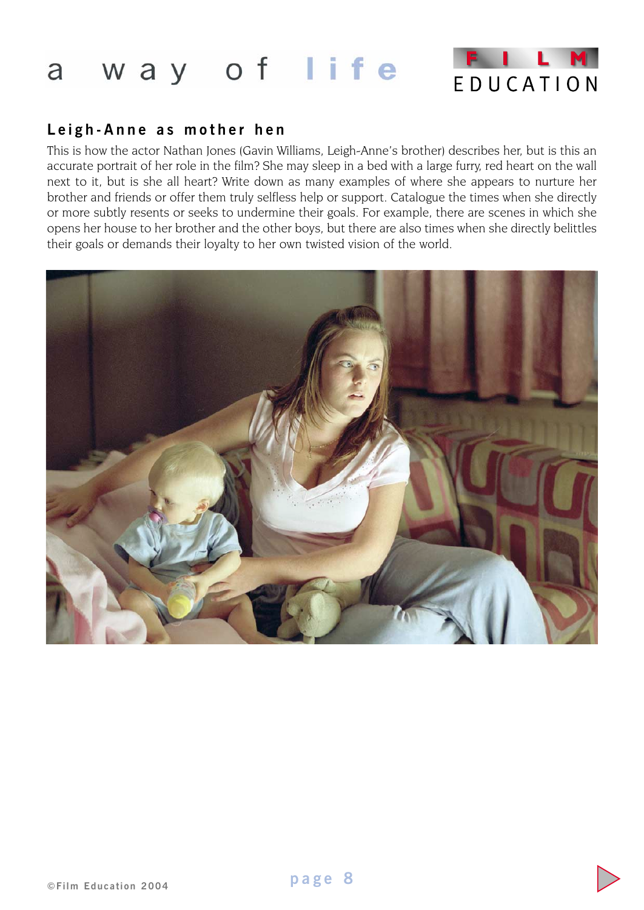## Leigh-Anne as mother hen

This is how the actor Nathan Jones (Gavin Williams, Leigh-Anne's brother) describes her, but is this an accurate portrait of her role in the film? She may sleep in a bed with a large furry, red heart on the wall next to it, but is she all heart? Write down as many examples of where she appears to nurture her brother and friends or offer them truly selfless help or support. Catalogue the times when she directly or more subtly resents or seeks to undermine their goals. For example, there are scenes in which she opens her house to her brother and the other boys, but there are also times when she directly belittles their goals or demands their loyalty to her own twisted vision of the world.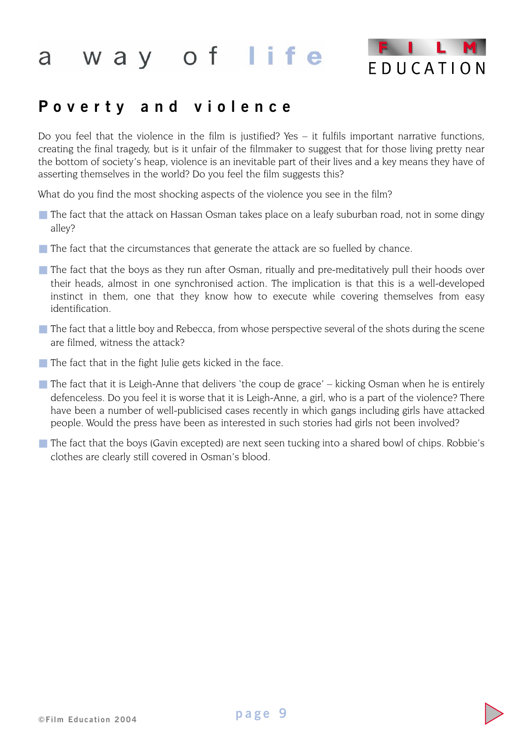## Poverty and violence

Do you feel that the violence in the film is justified? Yes – it fulfils important narrative functions, creating the final tragedy, but is it unfair of the filmmaker to suggest that for those living pretty near the bottom of society's heap, violence is an inevitable part of their lives and a key means they have of asserting themselves in the world? Do you feel the film suggests this?

What do you find the most shocking aspects of the violence you see in the film?

- The fact that the attack on Hassan Osman takes place on a leafy suburban road, not in some dingy alley?
- The fact that the circumstances that generate the attack are so fuelled by chance.
- The fact that the boys as they run after Osman, ritually and pre-meditatively pull their hoods over their heads, almost in one synchronised action. The implication is that this is a well-developed instinct in them, one that they know how to execute while covering themselves from easy identification.
- The fact that a little boy and Rebecca, from whose perspective several of the shots during the scene are filmed, witness the attack?
- The fact that in the fight Julie gets kicked in the face.
- The fact that it is Leigh-Anne that delivers 'the coup de grace' – kicking Osman when he is entirely defenceless. Do you feel it is worse that it is Leigh-Anne, a girl, who is a part of the violence? There have been a number of well-publicised cases recently in which gangs including girls have attacked people. Would the press have been as interested in such stories had girls not been involved?
- The fact that the boys (Gavin excepted) are next seen tucking into a shared bowl of chips. Robbie's clothes are clearly still covered in Osman's blood.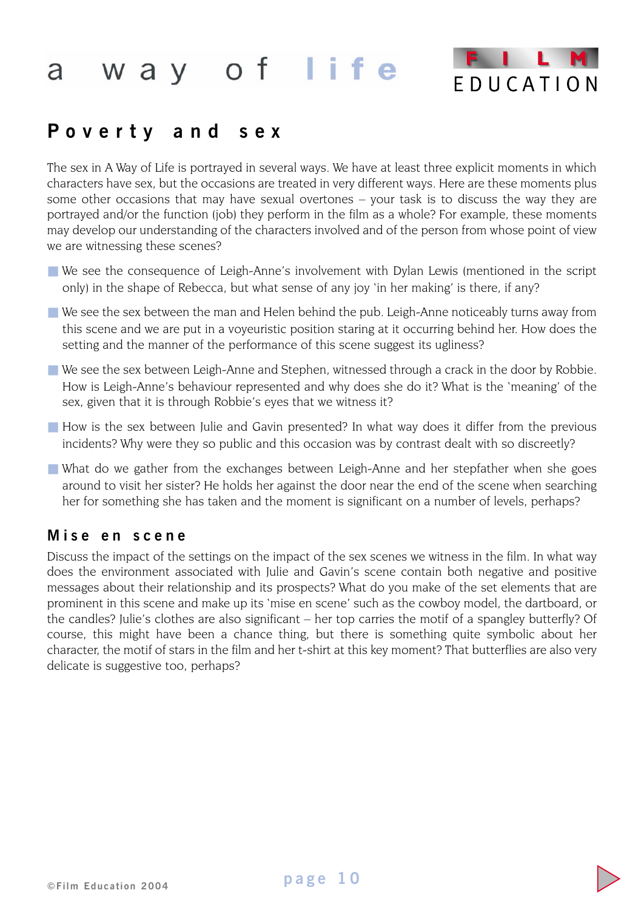## Poverty and sex

The sex in A Way of Life is portrayed in several ways. We have at least three explicit moments in which characters have sex, but the occasions are treated in very different ways. Here are these moments plus some other occasions that may have sexual overtones – your task is to discuss the way they are portrayed and/or the function (job) they perform in the film as a whole? For example, these moments may develop our understanding of the characters involved and of the person from whose point of view we are witnessing these scenes?

- We see the consequence of Leigh-Anne's involvement with Dylan Lewis (mentioned in the script only) in the shape of Rebecca, but what sense of any joy 'in her making' is there, if any?
- We see the sex between the man and Helen behind the pub. Leigh-Anne noticeably turns away from this scene and we are put in a voyeuristic position staring at it occurring behind her. How does the setting and the manner of the performance of this scene suggest its ugliness?
- We see the sex between Leigh-Anne and Stephen, witnessed through a crack in the door by Robbie. How is Leigh-Anne's behaviour represented and why does she do it? What is the 'meaning' of the sex, given that it is through Robbie's eyes that we witness it?
- How is the sex between Julie and Gavin presented? In what way does it differ from the previous incidents? Why were they so public and this occasion was by contrast dealt with so discreetly?
- What do we gather from the exchanges between Leigh-Anne and her stepfather when she goes around to visit her sister? He holds her against the door near the end of the scene when searching her for something she has taken and the moment is significant on a number of levels, perhaps?

### Mise en scene

Discuss the impact of the settings on the impact of the sex scenes we witness in the film. In what way does the environment associated with Julie and Gavin's scene contain both negative and positive messages about their relationship and its prospects? What do you make of the set elements that are prominent in this scene and make up its 'mise en scene' such as the cowboy model, the dartboard, or the candles? Julie's clothes are also significant – her top carries the motif of a spangley butterfly? Of course, this might have been a chance thing, but there is something quite symbolic about her character, the motif of stars in the film and her t-shirt at this key moment? That butterflies are also very delicate is suggestive too, perhaps?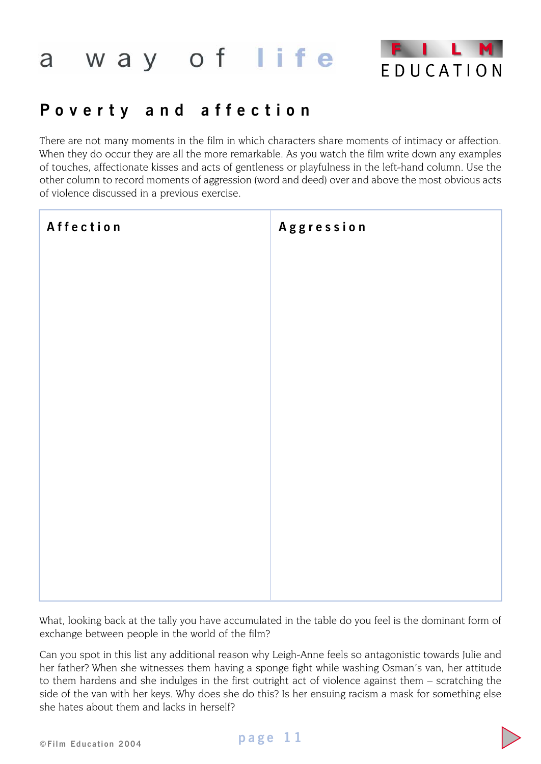## Poverty and affection

There are not many moments in the film in which characters share moments of intimacy or affection. When they do occur they are all the more remarkable. As you watch the film write down any examples of touches, affectionate kisses and acts of gentleness or playfulness in the left-hand column. Use the other column to record moments of aggression (word and deed) over and above the most obvious acts of violence discussed in a previous exercise.

| Affection | Aggression |
|---|---|
| | |

What, looking back at the tally you have accumulated in the table do you feel is the dominant form of exchange between people in the world of the film?

Can you spot in this list any additional reason why Leigh-Anne feels so antagonistic towards Julie and her father? When she witnesses them having a sponge fight while washing Osman's van, her attitude to them hardens and she indulges in the first outright act of violence against them – scratching the side of the van with her keys. Why does she do this? Is her ensuing racism a mask for something else she hates about them and lacks in herself?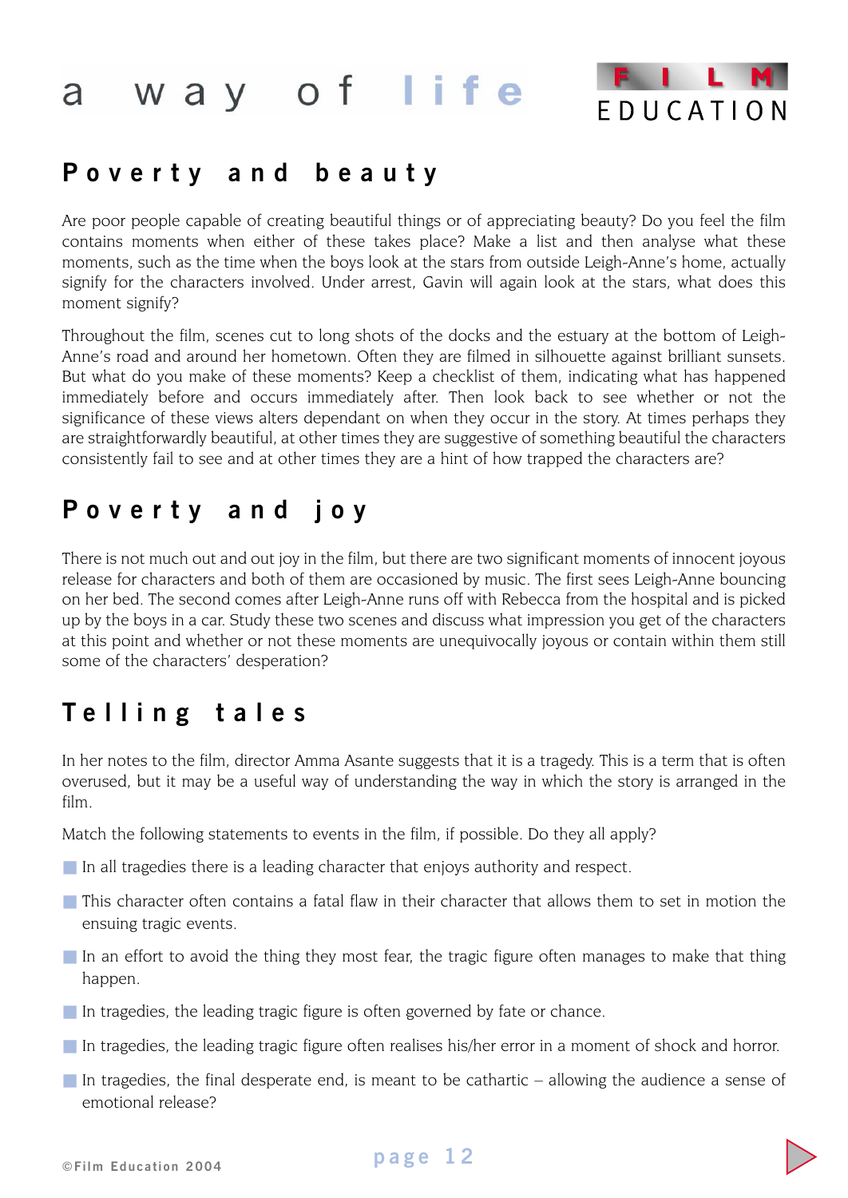## Poverty and beauty

Are poor people capable of creating beautiful things or of appreciating beauty? Do you feel the film contains moments when either of these takes place? Make a list and then analyse what these moments, such as the time when the boys look at the stars from outside Leigh-Anne's home, actually signify for the characters involved. Under arrest, Gavin will again look at the stars, what does this moment signify?

Throughout the film, scenes cut to long shots of the docks and the estuary at the bottom of Leigh-Anne's road and around her hometown. Often they are filmed in silhouette against brilliant sunsets. But what do you make of these moments? Keep a checklist of them, indicating what has happened immediately before and occurs immediately after. Then look back to see whether or not the significance of these views alters dependant on when they occur in the story. At times perhaps they are straightforwardly beautiful, at other times they are suggestive of something beautiful the characters consistently fail to see and at other times they are a hint of how trapped the characters are?

## Poverty and joy

There is not much out and out joy in the film, but there are two significant moments of innocent joyous release for characters and both of them are occasioned by music. The first sees Leigh-Anne bouncing on her bed. The second comes after Leigh-Anne runs off with Rebecca from the hospital and is picked up by the boys in a car. Study these two scenes and discuss what impression you get of the characters at this point and whether or not these moments are unequivocally joyous or contain within them still some of the characters' desperation?

## Telling tales

In her notes to the film, director Amma Asante suggests that it is a tragedy. This is a term that is often overused, but it may be a useful way of understanding the way in which the story is arranged in the film.

Match the following statements to events in the film, if possible. Do they all apply?

- In all tragedies there is a leading character that enjoys authority and respect.
- This character often contains a fatal flaw in their character that allows them to set in motion the ensuing tragic events.
- In an effort to avoid the thing they most fear, the tragic figure often manages to make that thing happen.
- In tragedies, the leading tragic figure is often governed by fate or chance.
- In tragedies, the leading tragic figure often realises his/her error in a moment of shock and horror.
- In tragedies, the final desperate end, is meant to be cathartic – allowing the audience a sense of emotional release?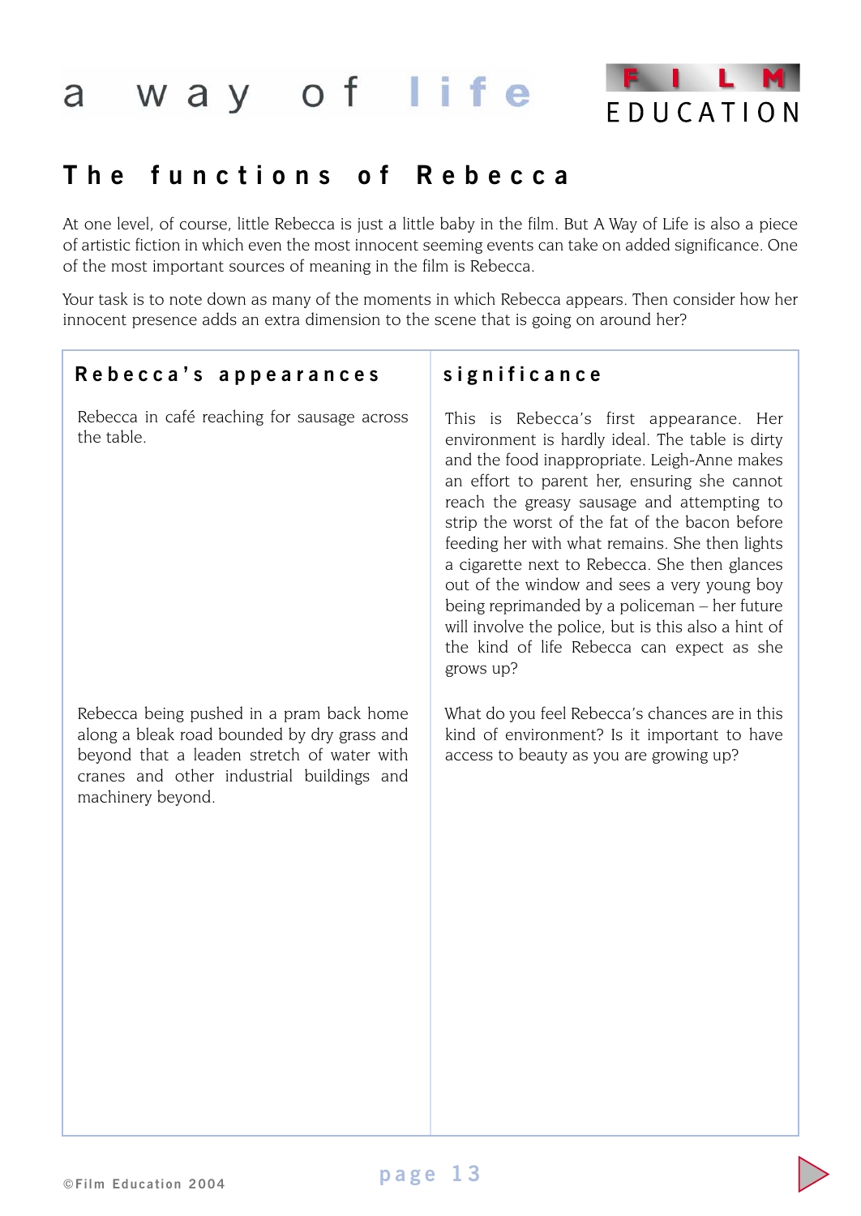## The functions of Rebecca

At one level, of course, little Rebecca is just a little baby in the film. But A Way of Life is also a piece of artistic fiction in which even the most innocent seeming events can take on added significance. One of the most important sources of meaning in the film is Rebecca.

Your task is to note down as many of the moments in which Rebecca appears. Then consider how her innocent presence adds an extra dimension to the scene that is going on around her?

| Rebecca's appearances | significance |
|---|---|
| Rebecca in café reaching for sausage across the table. | This is Rebecca's first appearance. Her environment is hardly ideal. The table is dirty and the food inappropriate. Leigh-Anne makes an effort to parent her, ensuring she cannot reach the greasy sausage and attempting to strip the worst of the fat of the bacon before feeding her with what remains. She then lights a cigarette next to Rebecca. She then glances out of the window and sees a very young boy being reprimanded by a policeman – her future will involve the police, but is this also a hint of the kind of life Rebecca can expect as she grows up? |
| Rebecca being pushed in a pram back home along a bleak road bounded by dry grass and beyond that a leaden stretch of water with cranes and other industrial buildings and machinery beyond. | What do you feel Rebecca's chances are in this kind of environment? Is it important to have access to beauty as you are growing up? |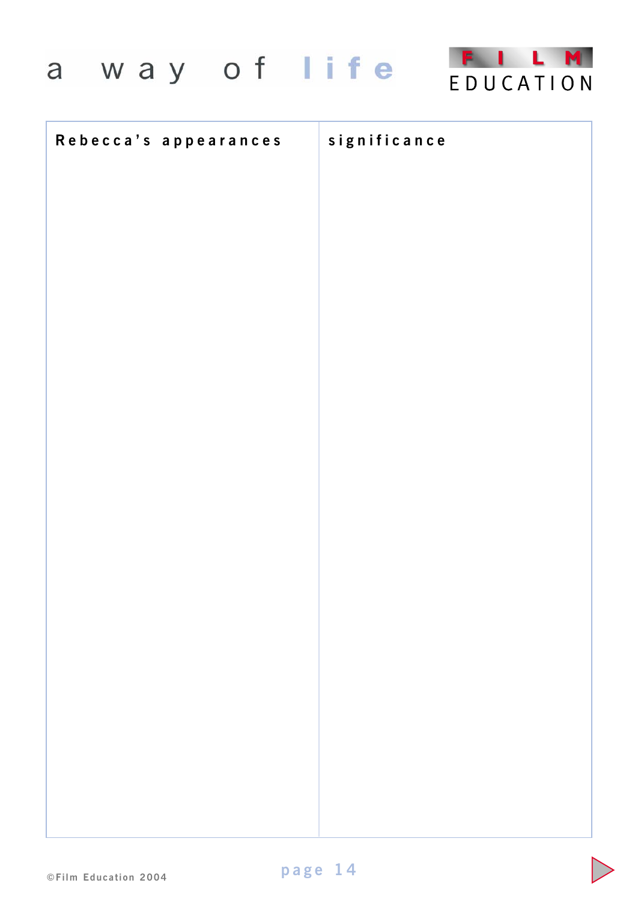| Rebecca's appearances | significance |
| --- | --- |
| | |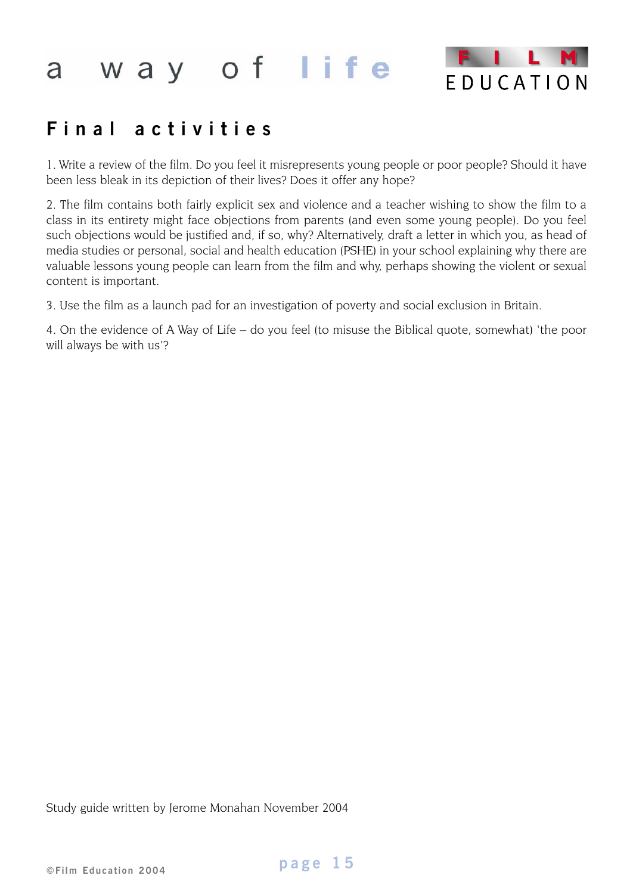## Final activities

1. Write a review of the film. Do you feel it misrepresents young people or poor people? Should it have been less bleak in its depiction of their lives? Does it offer any hope?

2. The film contains both fairly explicit sex and violence and a teacher wishing to show the film to a class in its entirety might face objections from parents (and even some young people). Do you feel such objections would be justified and, if so, why? Alternatively, draft a letter in which you, as head of media studies or personal, social and health education (PSHE) in your school explaining why there are valuable lessons young people can learn from the film and why, perhaps showing the violent or sexual content is important.

3. Use the film as a launch pad for an investigation of poverty and social exclusion in Britain.

4. On the evidence of A Way of Life – do you feel (to misuse the Biblical quote, somewhat) 'the poor will always be with us'?

Study guide written by Jerome Monahan November 2004

©Film Education 2004